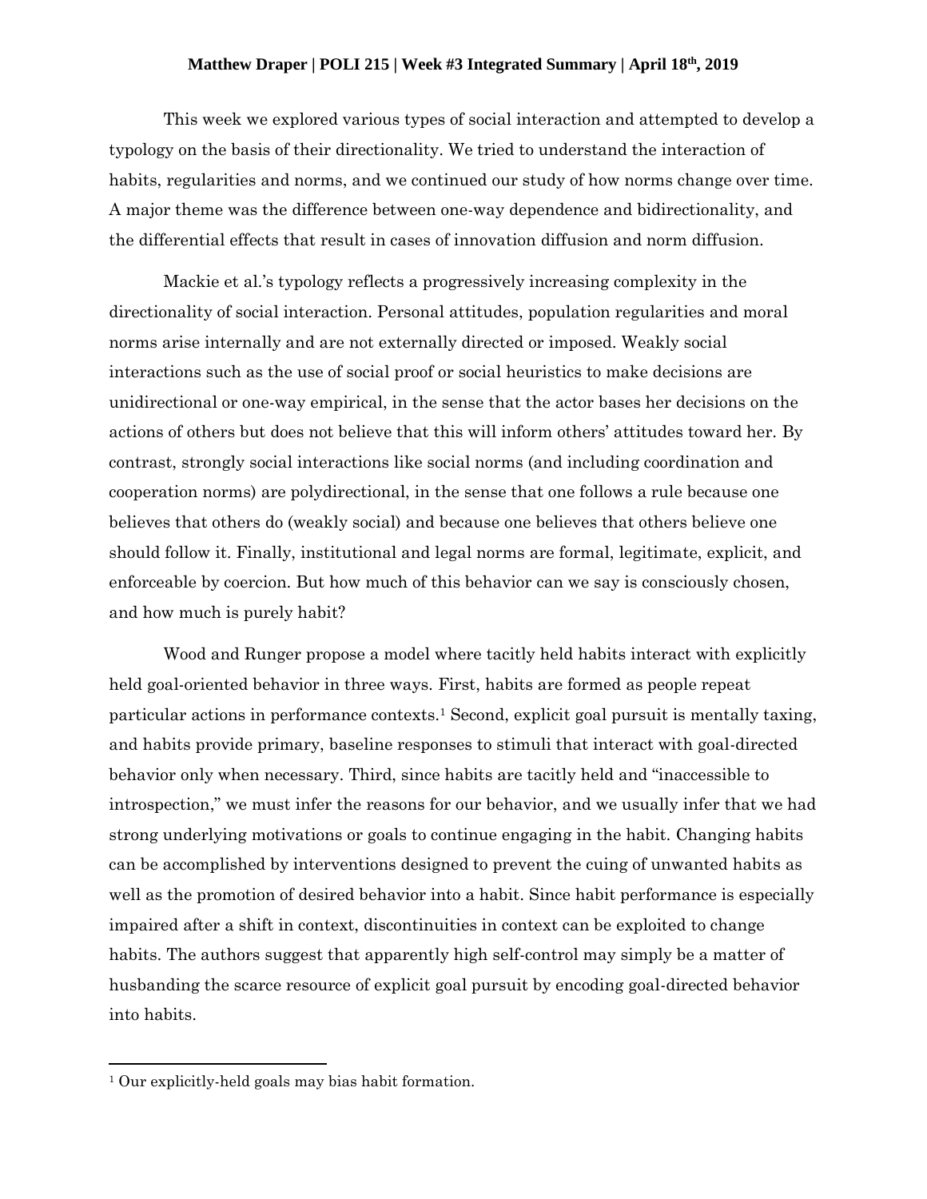**Matthew Draper | POLI 215 | Week #3 Integrated Summary | April 18th, 2019**

This week we explored various types of social interaction and attempted to develop a typology on the basis of their directionality. We tried to understand the interaction of habits, regularities and norms, and we continued our study of how norms change over time. A major theme was the difference between one-way dependence and bidirectionality, and the differential effects that result in cases of innovation diffusion and norm diffusion.

Mackie et al.'s typology reflects a progressively increasing complexity in the directionality of social interaction. Personal attitudes, population regularities and moral norms arise internally and are not externally directed or imposed. Weakly social interactions such as the use of social proof or social heuristics to make decisions are unidirectional or one-way empirical, in the sense that the actor bases her decisions on the actions of others but does not believe that this will inform others' attitudes toward her. By contrast, strongly social interactions like social norms (and including coordination and cooperation norms) are polydirectional, in the sense that one follows a rule because one believes that others do (weakly social) and because one believes that others believe one should follow it. Finally, institutional and legal norms are formal, legitimate, explicit, and enforceable by coercion. But how much of this behavior can we say is consciously chosen, and how much is purely habit?

Wood and Runger propose a model where tacitly held habits interact with explicitly held goal-oriented behavior in three ways. First, habits are formed as people repeat particular actions in performance contexts.[1] Second, explicit goal pursuit is mentally taxing, and habits provide primary, baseline responses to stimuli that interact with goal-directed behavior only when necessary. Third, since habits are tacitly held and "inaccessible to introspection," we must infer the reasons for our behavior, and we usually infer that we had strong underlying motivations or goals to continue engaging in the habit. Changing habits can be accomplished by interventions designed to prevent the cuing of unwanted habits as well as the promotion of desired behavior into a habit. Since habit performance is especially impaired after a shift in context, discontinuities in context can be exploited to change habits. The authors suggest that apparently high self-control may simply be a matter of husbanding the scarce resource of explicit goal pursuit by encoding goal-directed behavior into habits.

[1] Our explicitly-held goals may bias habit formation.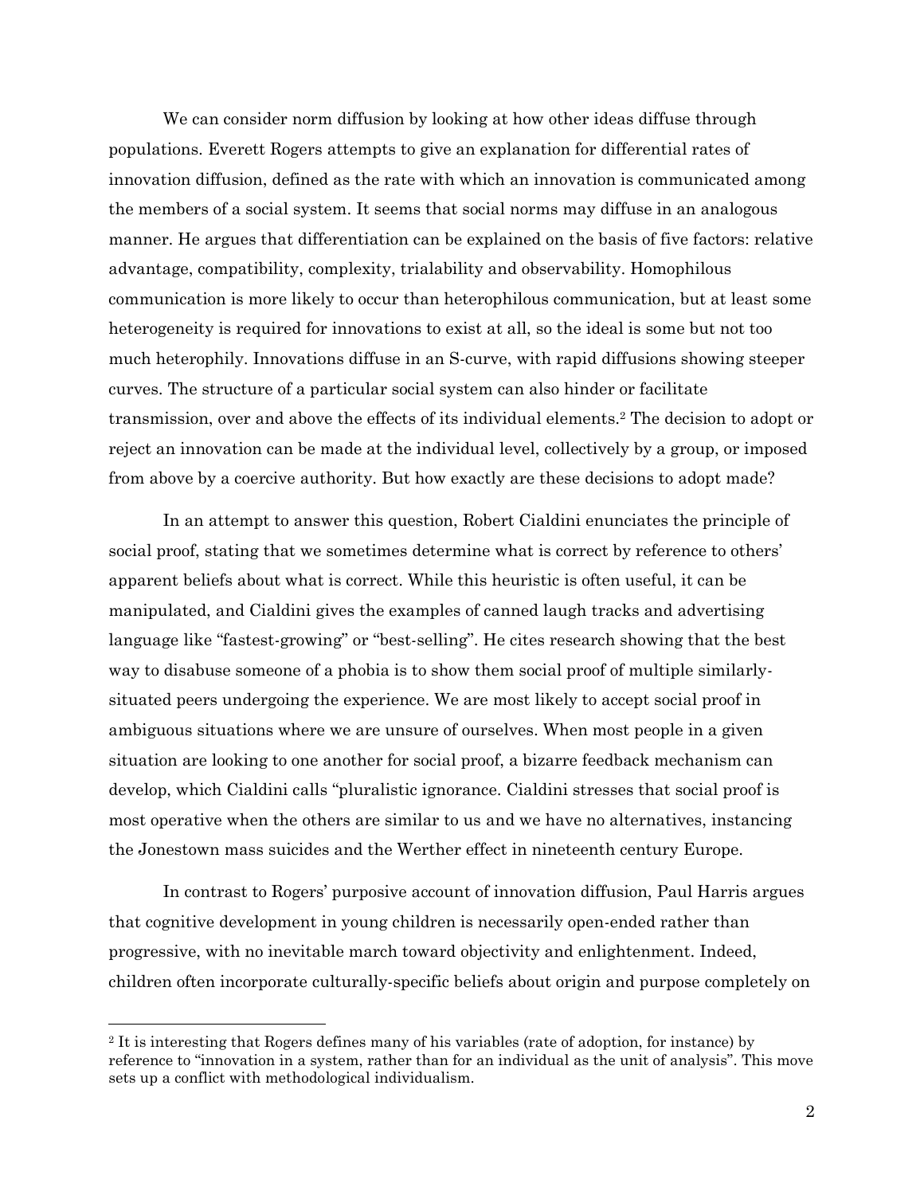We can consider norm diffusion by looking at how other ideas diffuse through populations. Everett Rogers attempts to give an explanation for differential rates of innovation diffusion, defined as the rate with which an innovation is communicated among the members of a social system. It seems that social norms may diffuse in an analogous manner. He argues that differentiation can be explained on the basis of five factors: relative advantage, compatibility, complexity, trialability and observability. Homophilous communication is more likely to occur than heterophilous communication, but at least some heterogeneity is required for innovations to exist at all, so the ideal is some but not too much heterophily. Innovations diffuse in an S-curve, with rapid diffusions showing steeper curves. The structure of a particular social system can also hinder or facilitate transmission, over and above the effects of its individual elements.[2] The decision to adopt or reject an innovation can be made at the individual level, collectively by a group, or imposed from above by a coercive authority. But how exactly are these decisions to adopt made?

In an attempt to answer this question, Robert Cialdini enunciates the principle of social proof, stating that we sometimes determine what is correct by reference to others' apparent beliefs about what is correct. While this heuristic is often useful, it can be manipulated, and Cialdini gives the examples of canned laugh tracks and advertising language like "fastest-growing" or "best-selling". He cites research showing that the best way to disabuse someone of a phobia is to show them social proof of multiple similarly-situated peers undergoing the experience. We are most likely to accept social proof in ambiguous situations where we are unsure of ourselves. When most people in a given situation are looking to one another for social proof, a bizarre feedback mechanism can develop, which Cialdini calls "pluralistic ignorance. Cialdini stresses that social proof is most operative when the others are similar to us and we have no alternatives, instancing the Jonestown mass suicides and the Werther effect in nineteenth century Europe.

In contrast to Rogers' purposive account of innovation diffusion, Paul Harris argues that cognitive development in young children is necessarily open-ended rather than progressive, with no inevitable march toward objectivity and enlightenment. Indeed, children often incorporate culturally-specific beliefs about origin and purpose completely on

---

[2] It is interesting that Rogers defines many of his variables (rate of adoption, for instance) by reference to "innovation in a system, rather than for an individual as the unit of analysis". This move sets up a conflict with methodological individualism.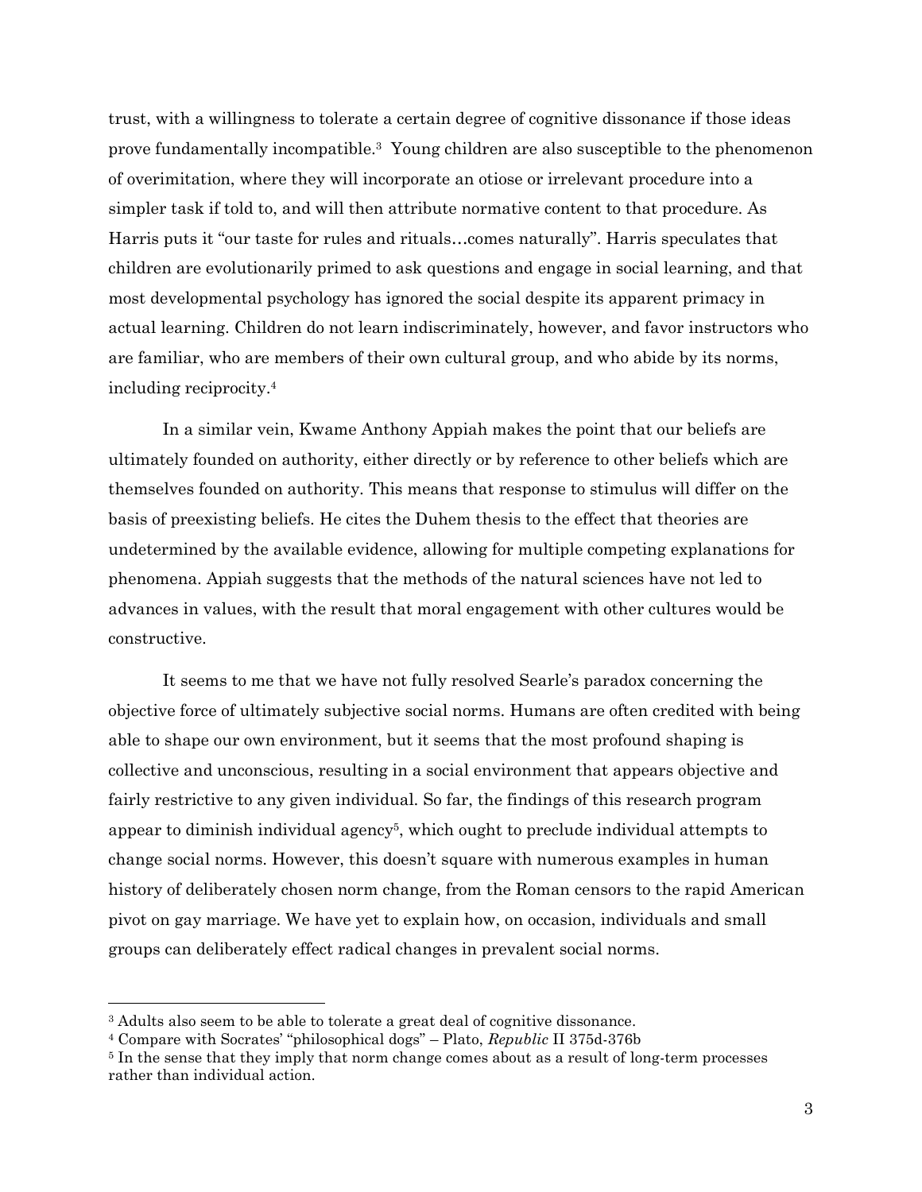trust, with a willingness to tolerate a certain degree of cognitive dissonance if those ideas prove fundamentally incompatible.[3] Young children are also susceptible to the phenomenon of overimitation, where they will incorporate an otiose or irrelevant procedure into a simpler task if told to, and will then attribute normative content to that procedure. As Harris puts it "our taste for rules and rituals…comes naturally". Harris speculates that children are evolutionarily primed to ask questions and engage in social learning, and that most developmental psychology has ignored the social despite its apparent primacy in actual learning. Children do not learn indiscriminately, however, and favor instructors who are familiar, who are members of their own cultural group, and who abide by its norms, including reciprocity.[4]

In a similar vein, Kwame Anthony Appiah makes the point that our beliefs are ultimately founded on authority, either directly or by reference to other beliefs which are themselves founded on authority. This means that response to stimulus will differ on the basis of preexisting beliefs. He cites the Duhem thesis to the effect that theories are undetermined by the available evidence, allowing for multiple competing explanations for phenomena. Appiah suggests that the methods of the natural sciences have not led to advances in values, with the result that moral engagement with other cultures would be constructive.

It seems to me that we have not fully resolved Searle's paradox concerning the objective force of ultimately subjective social norms. Humans are often credited with being able to shape our own environment, but it seems that the most profound shaping is collective and unconscious, resulting in a social environment that appears objective and fairly restrictive to any given individual. So far, the findings of this research program appear to diminish individual agency[5], which ought to preclude individual attempts to change social norms. However, this doesn't square with numerous examples in human history of deliberately chosen norm change, from the Roman censors to the rapid American pivot on gay marriage. We have yet to explain how, on occasion, individuals and small groups can deliberately effect radical changes in prevalent social norms.

---

[3] Adults also seem to be able to tolerate a great deal of cognitive dissonance.

[4] Compare with Socrates' "philosophical dogs" – Plato, *Republic* II 375d-376b

[5] In the sense that they imply that norm change comes about as a result of long-term processes rather than individual action.